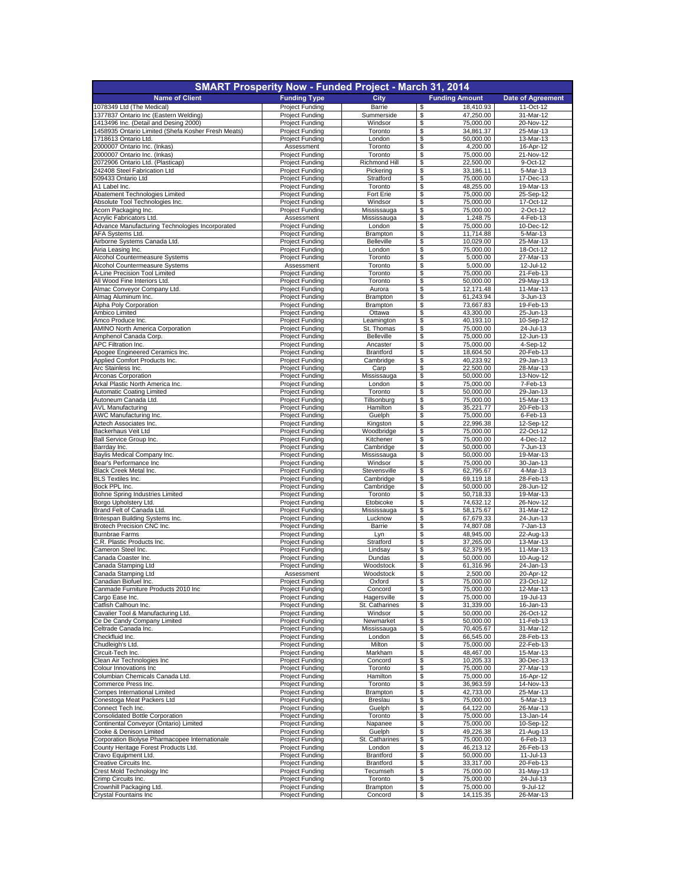| SMART Prosperity Now - Funded Project - March 31, 2014 | | | | |
|---|---|---|---|---|
| **Name of Client** | **Funding Type** | **City** | **Funding Amount** | **Date of Agreement** |
| 1078349 Ltd (The Medical) | Project Funding | Barrie | $ 18,410.93 | 11-Oct-12 |
| 1377837 Ontario Inc (Eastern Welding) | Project Funding | Summerside | $ 47,250.00 | 31-Mar-12 |
| 1413496 Inc. (Detail and Desing 2000) | Project Funding | Windsor | $ 75,000.00 | 20-Nov-12 |
| 1458935 Ontario Limited (Shefa Kosher Fresh Meats) | Project Funding | Toronto | $ 34,861.37 | 25-Mar-13 |
| 1718613 Ontario Ltd. | Project Funding | London | $ 50,000.00 | 13-Mar-13 |
| 2000007 Ontario Inc. (Inkas) | Assessment | Toronto | $ 4,200.00 | 16-Apr-12 |
| 2000007 Ontario Inc. (Inkas) | Project Funding | Toronto | $ 75,000.00 | 21-Nov-12 |
| 2072906 Ontario Ltd. (Plasticap) | Project Funding | Richmond Hill | $ 22,500.00 | 9-Oct-12 |
| 242408 Steel Fabrication Ltd | Project Funding | Pickering | $ 33,186.11 | 5-Mar-13 |
| 509433 Ontario Ltd | Project Funding | Stratford | $ 75,000.00 | 17-Dec-13 |
| A1 Label Inc. | Project Funding | Toronto | $ 48,255.00 | 19-Mar-13 |
| Abatement Technologies Limited | Project Funding | Fort Erie | $ 75,000.00 | 25-Sep-12 |
| Absolute Tool Technologies Inc. | Project Funding | Windsor | $ 75,000.00 | 17-Oct-12 |
| Acorn Packaging Inc. | Project Funding | Mississauga | $ 75,000.00 | 2-Oct-12 |
| Acrylic Fabricators Ltd. | Assessment | Mississauga | $ 1,248.75 | 4-Feb-13 |
| Advance Manufacturing Technologies Incorporated | Project Funding | London | $ 75,000.00 | 10-Dec-12 |
| AFA Systems Ltd. | Project Funding | Brampton | $ 11,714.88 | 5-Mar-13 |
| Airborne Systems Canada Ltd. | Project Funding | Belleville | $ 10,029.00 | 25-Mar-13 |
| Airia Leasing Inc. | Project Funding | London | $ 75,000.00 | 18-Oct-12 |
| Alcohol Countermeasure Systems | Project Funding | Toronto | $ 5,000.00 | 27-Mar-13 |
| Alcohol Countermeasure Systems | Assessment | Toronto | $ 5,000.00 | 12-Jul-12 |
| A-Line Precision Tool Limited | Project Funding | Toronto | $ 75,000.00 | 21-Feb-13 |
| All Wood Fine Interiors Ltd. | Project Funding | Toronto | $ 50,000.00 | 29-May-13 |
| Almac Conveyor Company Ltd. | Project Funding | Aurora | $ 12,171.48 | 11-Mar-13 |
| Almag Aluminum Inc. | Project Funding | Brampton | $ 61,243.94 | 3-Jun-13 |
| Alpha Poly Corporation | Project Funding | Brampton | $ 73,667.83 | 19-Feb-13 |
| Ambico Limited | Project Funding | Ottawa | $ 43,300.00 | 25-Jun-13 |
| Amco Produce Inc. | Project Funding | Leamington | $ 40,193.10 | 10-Sep-12 |
| AMINO North America Corporation | Project Funding | St. Thomas | $ 75,000.00 | 24-Jul-13 |
| Amphenol Canada Corp. | Project Funding | Belleville | $ 75,000.00 | 12-Jun-13 |
| APC Filtration Inc. | Project Funding | Ancaster | $ 75,000.00 | 4-Sep-12 |
| Apogee Engineered Ceramics Inc. | Project Funding | Brantford | $ 18,604.50 | 20-Feb-13 |
| Applied Comfort Products Inc. | Project Funding | Cambridge | $ 40,233.92 | 29-Jan-13 |
| Arc Stainless Inc. | Project Funding | Carp | $ 22,500.00 | 28-Mar-13 |
| Arconas Corporation | Project Funding | Mississauga | $ 50,000.00 | 13-Nov-12 |
| Arkal Plastic North America Inc. | Project Funding | London | $ 75,000.00 | 7-Feb-13 |
| Automatic Coating Limited | Project Funding | Toronto | $ 50,000.00 | 29-Jan-13 |
| Autoneum Canada Ltd. | Project Funding | Tillsonburg | $ 75,000.00 | 15-Mar-13 |
| AVL Manufacturing | Project Funding | Hamilton | $ 35,221.77 | 20-Feb-13 |
| AWC Manufacturing Inc. | Project Funding | Guelph | $ 75,000.00 | 6-Feb-13 |
| Aztech Associates Inc. | Project Funding | Kingston | $ 22,996.38 | 12-Sep-12 |
| Backerhaus Veit Ltd | Project Funding | Woodbridge | $ 75,000.00 | 22-Oct-12 |
| Ball Service Group Inc. | Project Funding | Kitchener | $ 75,000.00 | 4-Dec-12 |
| Barrday Inc. | Project Funding | Cambridge | $ 50,000.00 | 7-Jun-13 |
| Baylis Medical Company Inc. | Project Funding | Mississauga | $ 50,000.00 | 19-Mar-13 |
| Bear's Performance Inc | Project Funding | Windsor | $ 75,000.00 | 30-Jan-13 |
| Black Creek Metal Inc. | Project Funding | Stevensville | $ 62,795.67 | 4-Mar-13 |
| BLS Textiles Inc. | Project Funding | Cambridge | $ 69,119.18 | 28-Feb-13 |
| Bock PPL Inc. | Project Funding | Cambridge | $ 50,000.00 | 28-Jun-12 |
| Bohne Spring Industries Limited | Project Funding | Toronto | $ 50,718.33 | 19-Mar-13 |
| Borgo Upholstery Ltd. | Project Funding | Etobicoke | $ 74,632.12 | 26-Nov-12 |
| Brand Felt of Canada Ltd. | Project Funding | Mississauga | $ 58,175.67 | 31-Mar-12 |
| Britespan Building Systems Inc. | Project Funding | Lucknow | $ 67,679.33 | 24-Jun-13 |
| Brotech Precision CNC Inc. | Project Funding | Barrie | $ 74,807.08 | 7-Jan-13 |
| Burnbrae Farms | Project Funding | Lyn | $ 48,945.00 | 22-Aug-13 |
| C.R. Plastic Products Inc. | Project Funding | Stratford | $ 37,265.00 | 13-Mar-13 |
| Cameron Steel Inc. | Project Funding | Lindsay | $ 62,379.95 | 11-Mar-13 |
| Canada Coaster Inc. | Project Funding | Dundas | $ 50,000.00 | 10-Aug-12 |
| Canada Stamping Ltd | Project Funding | Woodstock | $ 61,316.96 | 24-Jan-13 |
| Canada Stamping Ltd | Assessment | Woodstock | $ 2,500.00 | 20-Apr-12 |
| Canadian Biofuel Inc. | Project Funding | Oxford | $ 75,000.00 | 23-Oct-12 |
| Canmade Furniture Products 2010 Inc | Project Funding | Concord | $ 75,000.00 | 12-Mar-13 |
| Cargo Ease Inc. | Project Funding | Hagersville | $ 75,000.00 | 19-Jul-13 |
| Catfish Calhoun Inc. | Project Funding | St. Catharines | $ 31,339.00 | 16-Jan-13 |
| Cavalier Tool & Manufacturing Ltd. | Project Funding | Windsor | $ 50,000.00 | 26-Oct-12 |
| Ce De Candy Company Limited | Project Funding | Newmarket | $ 50,000.00 | 11-Feb-13 |
| Celtrade Canada Inc. | Project Funding | Mississauga | $ 70,405.67 | 31-Mar-12 |
| Checkfluid Inc. | Project Funding | London | $ 66,545.00 | 28-Feb-13 |
| Chudleigh's Ltd. | Project Funding | Milton | $ 75,000.00 | 22-Feb-13 |
| Circuit-Tech Inc. | Project Funding | Markham | $ 48,467.00 | 15-Mar-13 |
| Clean Air Technologies Inc | Project Funding | Concord | $ 10,205.33 | 30-Dec-13 |
| Colour Innovations Inc | Project Funding | Toronto | $ 75,000.00 | 27-Mar-13 |
| Columbian Chemicals Canada Ltd. | Project Funding | Hamilton | $ 75,000.00 | 16-Apr-12 |
| Commerce Press Inc. | Project Funding | Toronto | $ 36,963.59 | 14-Nov-13 |
| Compes International Limited | Project Funding | Brampton | $ 42,733.00 | 25-Mar-13 |
| Conestoga Meat Packers Ltd | Project Funding | Breslau | $ 75,000.00 | 5-Mar-13 |
| Connect Tech Inc. | Project Funding | Guelph | $ 64,122.00 | 26-Mar-13 |
| Consolidated Bottle Corporation | Project Funding | Toronto | $ 75,000.00 | 13-Jan-14 |
| Continental Conveyor (Ontario) Limited | Project Funding | Napanee | $ 75,000.00 | 10-Sep-12 |
| Cooke & Denison Limited | Project Funding | Guelph | $ 49,226.38 | 21-Aug-13 |
| Corporation Biolyse Pharmacopee Internationale | Project Funding | St. Catharines | $ 75,000.00 | 6-Feb-13 |
| County Heritage Forest Products Ltd. | Project Funding | London | $ 46,213.12 | 26-Feb-13 |
| Cravo Equipment Ltd. | Project Funding | Brantford | $ 50,000.00 | 11-Jul-13 |
| Creative Circuits Inc. | Project Funding | Brantford | $ 33,317.00 | 20-Feb-13 |
| Crest Mold Technology Inc | Project Funding | Tecumseh | $ 75,000.00 | 31-May-13 |
| Crimp Circuits Inc. | Project Funding | Toronto | $ 75,000.00 | 24-Jul-13 |
| Crownhill Packaging Ltd. | Project Funding | Brampton | $ 75,000.00 | 9-Jul-12 |
| Crystal Fountains Inc | Project Funding | Concord | $ 14,115.35 | 26-Mar-13 |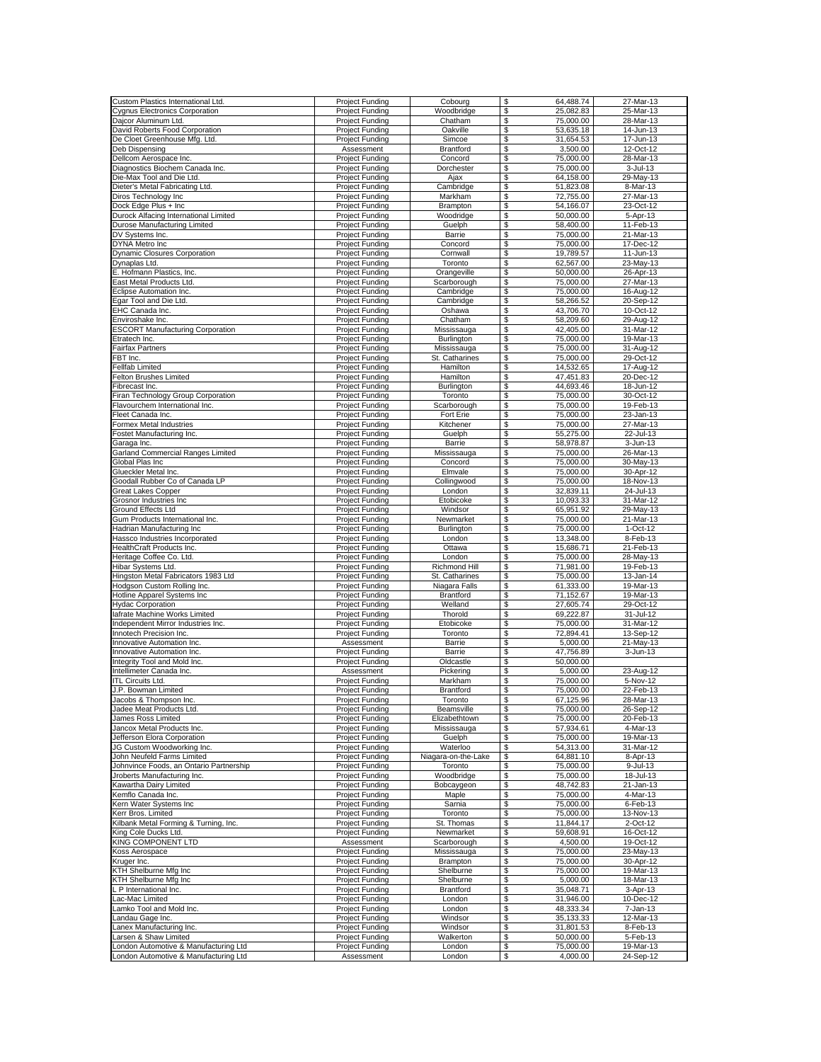| | | | | | |
|---|---|---|---|---|---|
| Custom Plastics International Ltd. | Project Funding | Cobourg | $ | 64,488.74 | 27-Mar-13 |
| Cygnus Electronics Corporation | Project Funding | Woodbridge | $ | 25,082.83 | 25-Mar-13 |
| Dajcor Aluminum Ltd. | Project Funding | Chatham | $ | 75,000.00 | 28-Mar-13 |
| David Roberts Food Corporation | Project Funding | Oakville | $ | 53,635.18 | 14-Jun-13 |
| De Cloet Greenhouse Mfg. Ltd. | Project Funding | Simcoe | $ | 31,654.53 | 17-Jun-13 |
| Deb Dispensing | Assessment | Brantford | $ | 3,500.00 | 12-Oct-12 |
| Dellcom Aerospace Inc. | Project Funding | Concord | $ | 75,000.00 | 28-Mar-13 |
| Diagnostics Biochem Canada Inc. | Project Funding | Dorchester | $ | 75,000.00 | 3-Jul-13 |
| Die-Max Tool and Die Ltd. | Project Funding | Ajax | $ | 64,158.00 | 29-May-13 |
| Dieter's Metal Fabricating Ltd. | Project Funding | Cambridge | $ | 51,823.08 | 8-Mar-13 |
| Diros Technology Inc | Project Funding | Markham | $ | 72,755.00 | 27-Mar-13 |
| Dock Edge Plus + Inc | Project Funding | Brampton | $ | 54,166.07 | 23-Oct-12 |
| Durock Alfacing International Limited | Project Funding | Woodridge | $ | 50,000.00 | 5-Apr-13 |
| Durose Manufacturing Limited | Project Funding | Guelph | $ | 58,400.00 | 11-Feb-13 |
| DV Systems Inc. | Project Funding | Barrie | $ | 75,000.00 | 21-Mar-13 |
| DYNA Metro Inc | Project Funding | Concord | $ | 75,000.00 | 17-Dec-12 |
| Dynamic Closures Corporation | Project Funding | Cornwall | $ | 19,789.57 | 11-Jun-13 |
| Dynaplas Ltd. | Project Funding | Toronto | $ | 62,567.00 | 23-May-13 |
| E. Hofmann Plastics, Inc. | Project Funding | Orangeville | $ | 50,000.00 | 26-Apr-13 |
| East Metal Products Ltd. | Project Funding | Scarborough | $ | 75,000.00 | 27-Mar-13 |
| Eclipse Automation Inc. | Project Funding | Cambridge | $ | 75,000.00 | 16-Aug-12 |
| Egar Tool and Die Ltd. | Project Funding | Cambridge | $ | 58,266.52 | 20-Sep-12 |
| EHC Canada Inc. | Project Funding | Oshawa | $ | 43,706.70 | 10-Oct-12 |
| Enviroshake Inc. | Project Funding | Chatham | $ | 58,209.60 | 29-Aug-12 |
| ESCORT Manufacturing Corporation | Project Funding | Mississauga | $ | 42,405.00 | 31-Mar-12 |
| Etratech Inc. | Project Funding | Burlington | $ | 75,000.00 | 19-Mar-13 |
| Fairfax Partners | Project Funding | Mississauga | $ | 75,000.00 | 31-Aug-12 |
| FBT Inc. | Project Funding | St. Catharines | $ | 75,000.00 | 29-Oct-12 |
| Fellfab Limited | Project Funding | Hamilton | $ | 14,532.65 | 17-Aug-12 |
| Felton Brushes Limited | Project Funding | Hamilton | $ | 47,451.83 | 20-Dec-12 |
| Fibrecast Inc. | Project Funding | Burlington | $ | 44,693.46 | 18-Jun-12 |
| Firan Technology Group Corporation | Project Funding | Toronto | $ | 75,000.00 | 30-Oct-12 |
| Flavourchem International Inc. | Project Funding | Scarborough | $ | 75,000.00 | 19-Feb-13 |
| Fleet Canada Inc. | Project Funding | Fort Erie | $ | 75,000.00 | 23-Jan-13 |
| Formex Metal Industries | Project Funding | Kitchener | $ | 75,000.00 | 27-Mar-13 |
| Fostet Manufacturing Inc. | Project Funding | Guelph | $ | 55,275.00 | 22-Jul-13 |
| Garaga Inc. | Project Funding | Barrie | $ | 58,978.87 | 3-Jun-13 |
| Garland Commercial Ranges Limited | Project Funding | Mississauga | $ | 75,000.00 | 26-Mar-13 |
| Global Plas Inc | Project Funding | Concord | $ | 75,000.00 | 30-May-13 |
| Glueckler Metal Inc. | Project Funding | Elmvale | $ | 75,000.00 | 30-Apr-12 |
| Goodall Rubber Co of Canada LP | Project Funding | Collingwood | $ | 75,000.00 | 18-Nov-13 |
| Great Lakes Copper | Project Funding | London | $ | 32,839.11 | 24-Jul-13 |
| Grosnor Industries Inc | Project Funding | Etobicoke | $ | 10,093.33 | 31-Mar-12 |
| Ground Effects Ltd | Project Funding | Windsor | $ | 65,951.92 | 29-May-13 |
| Gum Products International Inc. | Project Funding | Newmarket | $ | 75,000.00 | 21-Mar-13 |
| Hadrian Manufacturing Inc | Project Funding | Burlington | $ | 75,000.00 | 1-Oct-12 |
| Hassco Industries Incorporated | Project Funding | London | $ | 13,348.00 | 8-Feb-13 |
| HealthCraft Products Inc. | Project Funding | Ottawa | $ | 15,686.71 | 21-Feb-13 |
| Heritage Coffee Co. Ltd. | Project Funding | London | $ | 75,000.00 | 28-May-13 |
| Hibar Systems Ltd. | Project Funding | Richmond Hill | $ | 71,981.00 | 19-Feb-13 |
| Hingston Metal Fabricators 1983 Ltd | Project Funding | St. Catharines | $ | 75,000.00 | 13-Jan-14 |
| Hodgson Custom Rolling Inc. | Project Funding | Niagara Falls | $ | 61,333.00 | 19-Mar-13 |
| Hotline Apparel Systems Inc | Project Funding | Brantford | $ | 71,152.67 | 19-Mar-13 |
| Hydac Corporation | Project Funding | Welland | $ | 27,605.74 | 29-Oct-12 |
| Iafrate Machine Works Limited | Project Funding | Thorold | $ | 69,222.87 | 31-Jul-12 |
| Independent Mirror Industries Inc. | Project Funding | Etobicoke | $ | 75,000.00 | 31-Mar-12 |
| Innotech Precision Inc. | Project Funding | Toronto | $ | 72,894.41 | 13-Sep-12 |
| Innovative Automation Inc. | Assessment | Barrie | $ | 5,000.00 | 21-May-13 |
| Innovative Automation Inc. | Project Funding | Barrie | $ | 47,756.89 | 3-Jun-13 |
| Integrity Tool and Mold Inc. | Project Funding | Oldcastle | $ | 50,000.00 | |
| Intellimeter Canada Inc. | Assessment | Pickering | $ | 5,000.00 | 23-Aug-12 |
| ITL Circuits Ltd. | Project Funding | Markham | $ | 75,000.00 | 5-Nov-12 |
| J.P. Bowman Limited | Project Funding | Brantford | $ | 75,000.00 | 22-Feb-13 |
| Jacobs & Thompson Inc. | Project Funding | Toronto | $ | 67,125.96 | 28-Mar-13 |
| Jadee Meat Products Ltd. | Project Funding | Beamsville | $ | 75,000.00 | 26-Sep-12 |
| James Ross Limited | Project Funding | Elizabethtown | $ | 75,000.00 | 20-Feb-13 |
| Jancox Metal Products Inc. | Project Funding | Mississauga | $ | 57,934.61 | 4-Mar-13 |
| Jefferson Elora Corporation | Project Funding | Guelph | $ | 75,000.00 | 19-Mar-13 |
| JG Custom Woodworking Inc. | Project Funding | Waterloo | $ | 54,313.00 | 31-Mar-12 |
| John Neufeld Farms Limited | Project Funding | Niagara-on-the-Lake | $ | 64,881.10 | 8-Apr-13 |
| Johnvince Foods, an Ontario Partnership | Project Funding | Toronto | $ | 75,000.00 | 9-Jul-13 |
| Jroberts Manufacturing Inc. | Project Funding | Woodbridge | $ | 75,000.00 | 18-Jul-13 |
| Kawartha Dairy Limited | Project Funding | Bobcaygeon | $ | 48,742.83 | 21-Jan-13 |
| Kemflo Canada Inc. | Project Funding | Maple | $ | 75,000.00 | 4-Mar-13 |
| Kern Water Systems Inc | Project Funding | Sarnia | $ | 75,000.00 | 6-Feb-13 |
| Kerr Bros. Limited | Project Funding | Toronto | $ | 75,000.00 | 13-Nov-13 |
| Kilbank Metal Forming & Turning, Inc. | Project Funding | St. Thomas | $ | 11,844.17 | 2-Oct-12 |
| King Cole Ducks Ltd. | Project Funding | Newmarket | $ | 59,608.91 | 16-Oct-12 |
| KING COMPONENT LTD | Assessment | Scarborough | $ | 4,500.00 | 19-Oct-12 |
| Koss Aerospace | Project Funding | Mississauga | $ | 75,000.00 | 23-May-13 |
| Kruger Inc. | Project Funding | Brampton | $ | 75,000.00 | 30-Apr-12 |
| KTH Shelburne Mfg Inc | Project Funding | Shelburne | $ | 75,000.00 | 19-Mar-13 |
| KTH Shelburne Mfg Inc | Project Funding | Shelburne | $ | 5,000.00 | 18-Mar-13 |
| L P International Inc. | Project Funding | Brantford | $ | 35,048.71 | 3-Apr-13 |
| Lac-Mac Limited | Project Funding | London | $ | 31,946.00 | 10-Dec-12 |
| Lamko Tool and Mold Inc. | Project Funding | London | $ | 48,333.34 | 7-Jan-13 |
| Landau Gage Inc. | Project Funding | Windsor | $ | 35,133.33 | 12-Mar-13 |
| Lanex Manufacturing Inc. | Project Funding | Windsor | $ | 31,801.53 | 8-Feb-13 |
| Larsen & Shaw Limited | Project Funding | Walkerton | $ | 50,000.00 | 5-Feb-13 |
| London Automotive & Manufacturing Ltd | Project Funding | London | $ | 75,000.00 | 19-Mar-13 |
| London Automotive & Manufacturing Ltd | Assessment | London | $ | 4,000.00 | 24-Sep-12 |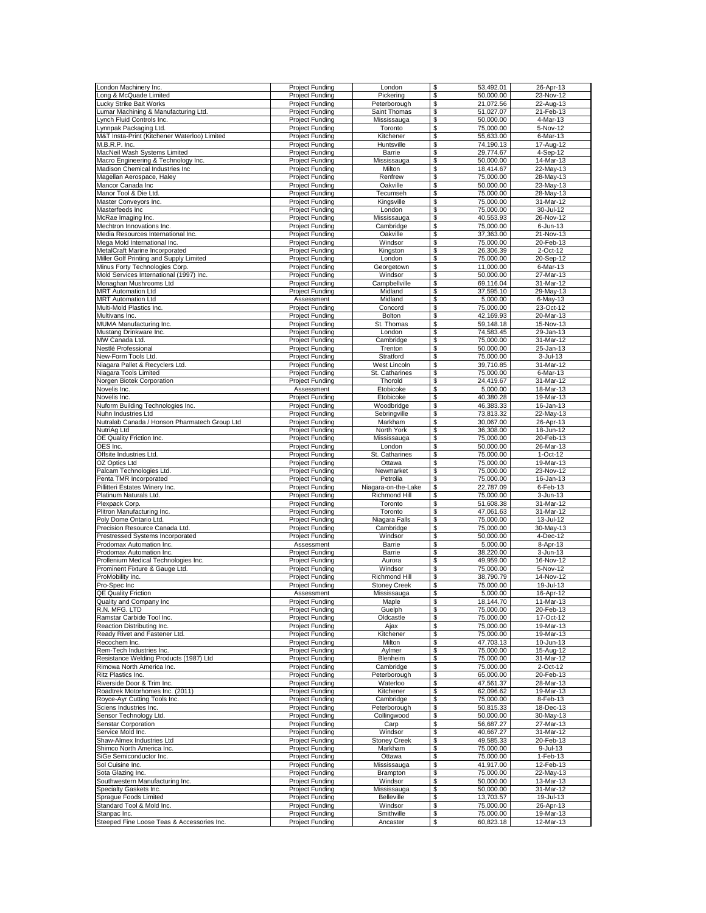| London Machinery Inc. | Project Funding | London | $ | 53,492.01 | 26-Apr-13 |
|---|---|---|---|---|---|
| Long & McQuade Limited | Project Funding | Pickering | $ | 50,000.00 | 23-Nov-12 |
| Lucky Strike Bait Works | Project Funding | Peterborough | $ | 21,072.56 | 22-Aug-13 |
| Lumar Machining & Manufacturing Ltd. | Project Funding | Saint Thomas | $ | 51,027.07 | 21-Feb-13 |
| Lynch Fluid Controls Inc. | Project Funding | Mississauga | $ | 50,000.00 | 4-Mar-13 |
| Lynnpak Packaging Ltd. | Project Funding | Toronto | $ | 75,000.00 | 5-Nov-12 |
| M&T Insta-Print (Kitchener Waterloo) Limited | Project Funding | Kitchener | $ | 55,633.00 | 6-Mar-13 |
| M.B.R.P. Inc. | Project Funding | Huntsville | $ | 74,190.13 | 17-Aug-12 |
| MacNeil Wash Systems Limited | Project Funding | Barrie | $ | 29,774.67 | 4-Sep-12 |
| Macro Engineering & Technology Inc. | Project Funding | Mississauga | $ | 50,000.00 | 14-Mar-13 |
| Madison Chemical Industries Inc | Project Funding | Milton | $ | 18,414.67 | 22-May-13 |
| Magellan Aerospace, Haley | Project Funding | Renfrew | $ | 75,000.00 | 28-May-13 |
| Mancor Canada Inc | Project Funding | Oakville | $ | 50,000.00 | 23-May-13 |
| Manor Tool & Die Ltd. | Project Funding | Tecumseh | $ | 75,000.00 | 28-May-13 |
| Master Conveyors Inc. | Project Funding | Kingsville | $ | 75,000.00 | 31-Mar-12 |
| Masterfeeds Inc | Project Funding | London | $ | 75,000.00 | 30-Jul-12 |
| McRae Imaging Inc. | Project Funding | Mississauga | $ | 40,553.93 | 26-Nov-12 |
| Mechtron Innovations Inc. | Project Funding | Cambridge | $ | 75,000.00 | 6-Jun-13 |
| Media Resources International Inc. | Project Funding | Oakville | $ | 37,363.00 | 21-Nov-13 |
| Mega Mold International Inc. | Project Funding | Windsor | $ | 75,000.00 | 20-Feb-13 |
| MetalCraft Marine Incorporated | Project Funding | Kingston | $ | 26,306.39 | 2-Oct-12 |
| Miller Golf Printing and Supply Limited | Project Funding | London | $ | 75,000.00 | 20-Sep-12 |
| Minus Forty Technologies Corp. | Project Funding | Georgetown | $ | 11,000.00 | 6-Mar-13 |
| Mold Services International (1997) Inc. | Project Funding | Windsor | $ | 50,000.00 | 27-Mar-13 |
| Monaghan Mushrooms Ltd | Project Funding | Campbellville | $ | 69,116.04 | 31-Mar-12 |
| MRT Automation Ltd | Project Funding | Midland | $ | 37,595.10 | 29-May-13 |
| MRT Automation Ltd | Assessment | Midland | $ | 5,000.00 | 6-May-13 |
| Multi-Mold Plastics Inc. | Project Funding | Concord | $ | 75,000.00 | 23-Oct-12 |
| Multivans Inc. | Project Funding | Bolton | $ | 42,169.93 | 20-Mar-13 |
| MUMA Manufacturing Inc. | Project Funding | St. Thomas | $ | 59,148.18 | 15-Nov-13 |
| Mustang Drinkware Inc. | Project Funding | London | $ | 74,583.45 | 29-Jan-13 |
| MW Canada Ltd. | Project Funding | Cambridge | $ | 75,000.00 | 31-Mar-12 |
| Nestlé Professional | Project Funding | Trenton | $ | 50,000.00 | 25-Jan-13 |
| New-Form Tools Ltd. | Project Funding | Stratford | $ | 75,000.00 | 3-Jul-13 |
| Niagara Pallet & Recyclers Ltd. | Project Funding | West Lincoln | $ | 39,710.85 | 31-Mar-12 |
| Niagara Tools Limited | Project Funding | St. Catharines | $ | 75,000.00 | 6-Mar-13 |
| Norgen Biotek Corporation | Project Funding | Thorold | $ | 24,419.67 | 31-Mar-12 |
| Novelis Inc. | Assessment | Etobicoke | $ | 5,000.00 | 18-Mar-13 |
| Novelis Inc. | Project Funding | Etobicoke | $ | 40,380.28 | 19-Mar-13 |
| Nuform Building Technologies Inc. | Project Funding | Woodbridge | $ | 46,383.33 | 16-Jan-13 |
| Nuhn Industries Ltd | Project Funding | Sebringville | $ | 73,813.32 | 22-May-13 |
| Nutralab Canada / Honson Pharmatech Group Ltd | Project Funding | Markham | $ | 30,067.00 | 26-Apr-13 |
| NutriAg Ltd | Project Funding | North York | $ | 36,308.00 | 18-Jun-12 |
| OE Quality Friction Inc. | Project Funding | Mississauga | $ | 75,000.00 | 20-Feb-13 |
| OES Inc. | Project Funding | London | $ | 50,000.00 | 26-Mar-13 |
| Offsite Industries Ltd. | Project Funding | St. Catharines | $ | 75,000.00 | 1-Oct-12 |
| OZ Optics Ltd | Project Funding | Ottawa | $ | 75,000.00 | 19-Mar-13 |
| Palcam Technologies Ltd. | Project Funding | Newmarket | $ | 75,000.00 | 23-Nov-12 |
| Penta TMR Incorporated | Project Funding | Petrolia | $ | 75,000.00 | 16-Jan-13 |
| Pillitteri Estates Winery Inc. | Project Funding | Niagara-on-the-Lake | $ | 22,787.09 | 6-Feb-13 |
| Platinum Naturals Ltd. | Project Funding | Richmond Hill | $ | 75,000.00 | 3-Jun-13 |
| Plexpack Corp. | Project Funding | Toronto | $ | 51,608.38 | 31-Mar-12 |
| Plitron Manufacturing Inc. | Project Funding | Toronto | $ | 47,061.63 | 31-Mar-12 |
| Poly Dome Ontario Ltd. | Project Funding | Niagara Falls | $ | 75,000.00 | 13-Jul-12 |
| Precision Resource Canada Ltd. | Project Funding | Cambridge | $ | 75,000.00 | 30-May-13 |
| Prestressed Systems Incorporated | Project Funding | Windsor | $ | 50,000.00 | 4-Dec-12 |
| Prodomax Automation Inc. | Assessment | Barrie | $ | 5,000.00 | 8-Apr-13 |
| Prodomax Automation Inc. | Project Funding | Barrie | $ | 38,220.00 | 3-Jun-13 |
| Prollenium Medical Technologies Inc. | Project Funding | Aurora | $ | 49,959.00 | 16-Nov-12 |
| Prominent Fixture & Gauge Ltd. | Project Funding | Windsor | $ | 75,000.00 | 5-Nov-12 |
| ProMobility Inc. | Project Funding | Richmond Hill | $ | 38,790.79 | 14-Nov-12 |
| Pro-Spec Inc | Project Funding | Stoney Creek | $ | 75,000.00 | 19-Jul-13 |
| QE Quality Friction | Assessment | Mississauga | $ | 5,000.00 | 16-Apr-12 |
| Quality and Company Inc | Project Funding | Maple | $ | 18,144.70 | 11-Mar-13 |
| R.N. MFG. LTD | Project Funding | Guelph | $ | 75,000.00 | 20-Feb-13 |
| Ramstar Carbide Tool Inc. | Project Funding | Oldcastle | $ | 75,000.00 | 17-Oct-12 |
| Reaction Distributing Inc. | Project Funding | Ajax | $ | 75,000.00 | 19-Mar-13 |
| Ready Rivet and Fastener Ltd. | Project Funding | Kitchener | $ | 75,000.00 | 19-Mar-13 |
| Recochem Inc. | Project Funding | Milton | $ | 47,703.13 | 10-Jun-13 |
| Rem-Tech Industries Inc. | Project Funding | Aylmer | $ | 75,000.00 | 15-Aug-12 |
| Resistance Welding Products (1987) Ltd | Project Funding | Blenheim | $ | 75,000.00 | 31-Mar-12 |
| Rimowa North America Inc. | Project Funding | Cambridge | $ | 75,000.00 | 2-Oct-12 |
| Ritz Plastics Inc. | Project Funding | Peterborough | $ | 65,000.00 | 20-Feb-13 |
| Riverside Door & Trim Inc. | Project Funding | Waterloo | $ | 47,561.37 | 28-Mar-13 |
| Roadtrek Motorhomes Inc. (2011) | Project Funding | Kitchener | $ | 62,096.62 | 19-Mar-13 |
| Royce-Ayr Cutting Tools Inc. | Project Funding | Cambridge | $ | 75,000.00 | 8-Feb-13 |
| Sciens Industries Inc. | Project Funding | Peterborough | $ | 50,815.33 | 18-Dec-13 |
| Sensor Technology Ltd. | Project Funding | Collingwood | $ | 50,000.00 | 30-May-13 |
| Senstar Corporation | Project Funding | Carp | $ | 56,687.27 | 27-Mar-13 |
| Service Mold Inc. | Project Funding | Windsor | $ | 40,667.27 | 31-Mar-12 |
| Shaw-Almex Industries Ltd | Project Funding | Stoney Creek | $ | 49,585.33 | 20-Feb-13 |
| Shimco North America Inc. | Project Funding | Markham | $ | 75,000.00 | 9-Jul-13 |
| SiGe Semiconductor Inc. | Project Funding | Ottawa | $ | 75,000.00 | 1-Feb-13 |
| Sol Cuisine Inc. | Project Funding | Mississauga | $ | 41,917.00 | 12-Feb-13 |
| Sota Glazing Inc. | Project Funding | Brampton | $ | 75,000.00 | 22-May-13 |
| Southwestern Manufacturing Inc. | Project Funding | Windsor | $ | 50,000.00 | 13-Mar-13 |
| Specialty Gaskets Inc. | Project Funding | Mississauga | $ | 50,000.00 | 31-Mar-12 |
| Sprague Foods Limited | Project Funding | Belleville | $ | 13,703.57 | 19-Jul-13 |
| Standard Tool & Mold Inc. | Project Funding | Windsor | $ | 75,000.00 | 26-Apr-13 |
| Stanpac Inc. | Project Funding | Smithville | $ | 75,000.00 | 19-Mar-13 |
| Steeped Fine Loose Teas & Accessories Inc. | Project Funding | Ancaster | $ | 60,823.18 | 12-Mar-13 |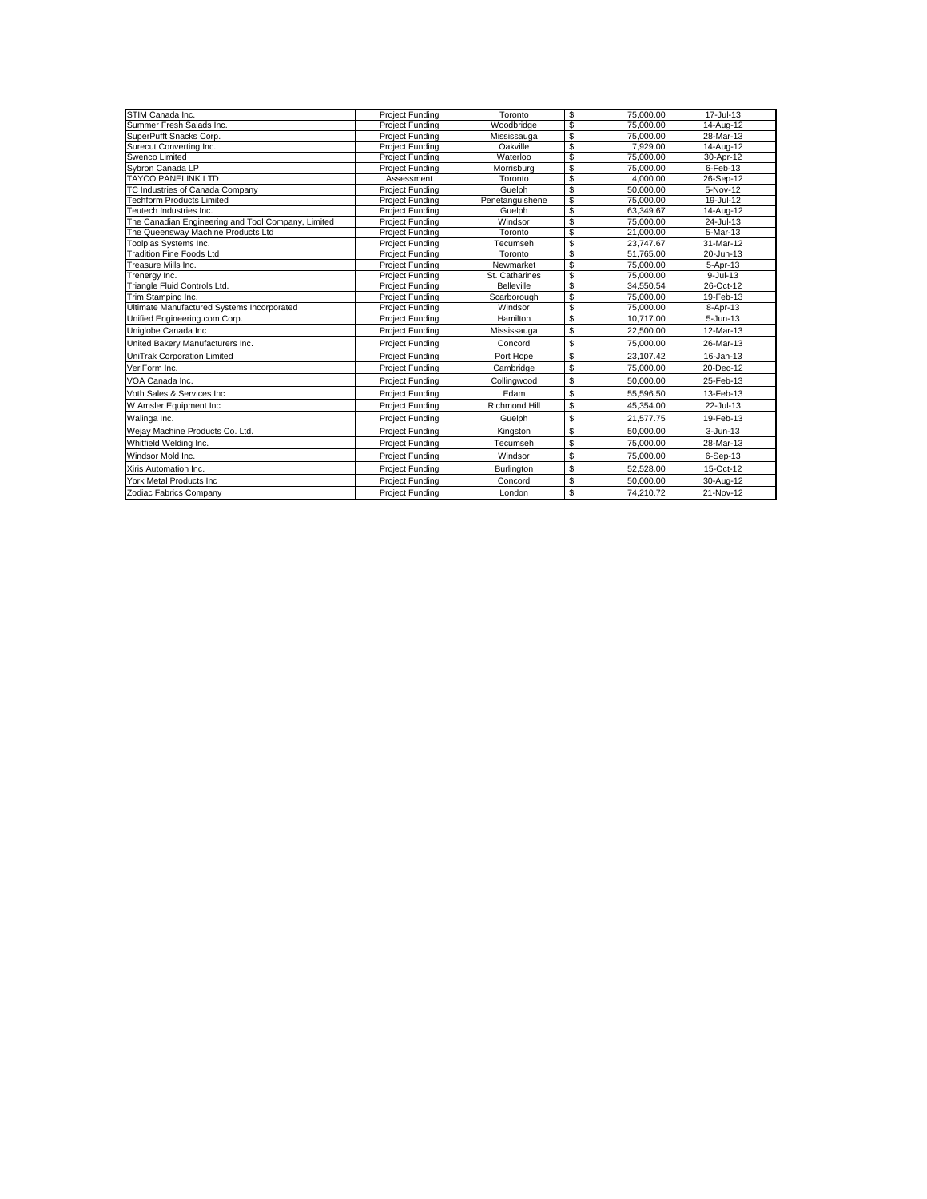| | | | | |
|---|---|---|---|---|
| STIM Canada Inc. | Project Funding | Toronto | $ 75,000.00 | 17-Jul-13 |
| Summer Fresh Salads Inc. | Project Funding | Woodbridge | $ 75,000.00 | 14-Aug-12 |
| SuperPufft Snacks Corp. | Project Funding | Mississauga | $ 75,000.00 | 28-Mar-13 |
| Surecut Converting Inc. | Project Funding | Oakville | $ 7,929.00 | 14-Aug-12 |
| Swenco Limited | Project Funding | Waterloo | $ 75,000.00 | 30-Apr-12 |
| Sybron Canada LP | Project Funding | Morrisburg | $ 75,000.00 | 6-Feb-13 |
| TAYCO PANELINK LTD | Assessment | Toronto | $ 4,000.00 | 26-Sep-12 |
| TC Industries of Canada Company | Project Funding | Guelph | $ 50,000.00 | 5-Nov-12 |
| Techform Products Limited | Project Funding | Penetanguishene | $ 75,000.00 | 19-Jul-12 |
| Teutech Industries Inc. | Project Funding | Guelph | $ 63,349.67 | 14-Aug-12 |
| The Canadian Engineering and Tool Company, Limited | Project Funding | Windsor | $ 75,000.00 | 24-Jul-13 |
| The Queensway Machine Products Ltd | Project Funding | Toronto | $ 21,000.00 | 5-Mar-13 |
| Toolplas Systems Inc. | Project Funding | Tecumseh | $ 23,747.67 | 31-Mar-12 |
| Tradition Fine Foods Ltd | Project Funding | Toronto | $ 51,765.00 | 20-Jun-13 |
| Treasure Mills Inc. | Project Funding | Newmarket | $ 75,000.00 | 5-Apr-13 |
| Trenergy Inc. | Project Funding | St. Catharines | $ 75,000.00 | 9-Jul-13 |
| Triangle Fluid Controls Ltd. | Project Funding | Belleville | $ 34,550.54 | 26-Oct-12 |
| Trim Stamping Inc. | Project Funding | Scarborough | $ 75,000.00 | 19-Feb-13 |
| Ultimate Manufactured Systems Incorporated | Project Funding | Windsor | $ 75,000.00 | 8-Apr-13 |
| Unified Engineering.com Corp. | Project Funding | Hamilton | $ 10,717.00 | 5-Jun-13 |
| Uniglobe Canada Inc | Project Funding | Mississauga | $ 22,500.00 | 12-Mar-13 |
| United Bakery Manufacturers Inc. | Project Funding | Concord | $ 75,000.00 | 26-Mar-13 |
| UniTrak Corporation Limited | Project Funding | Port Hope | $ 23,107.42 | 16-Jan-13 |
| VeriForm Inc. | Project Funding | Cambridge | $ 75,000.00 | 20-Dec-12 |
| VOA Canada Inc. | Project Funding | Collingwood | $ 50,000.00 | 25-Feb-13 |
| Voth Sales & Services Inc | Project Funding | Edam | $ 55,596.50 | 13-Feb-13 |
| W Amsler Equipment Inc | Project Funding | Richmond Hill | $ 45,354.00 | 22-Jul-13 |
| Walinga Inc. | Project Funding | Guelph | $ 21,577.75 | 19-Feb-13 |
| Wejay Machine Products Co. Ltd. | Project Funding | Kingston | $ 50,000.00 | 3-Jun-13 |
| Whitfield Welding Inc. | Project Funding | Tecumseh | $ 75,000.00 | 28-Mar-13 |
| Windsor Mold Inc. | Project Funding | Windsor | $ 75,000.00 | 6-Sep-13 |
| Xiris Automation Inc. | Project Funding | Burlington | $ 52,528.00 | 15-Oct-12 |
| York Metal Products Inc | Project Funding | Concord | $ 50,000.00 | 30-Aug-12 |
| Zodiac Fabrics Company | Project Funding | London | $ 74,210.72 | 21-Nov-12 |